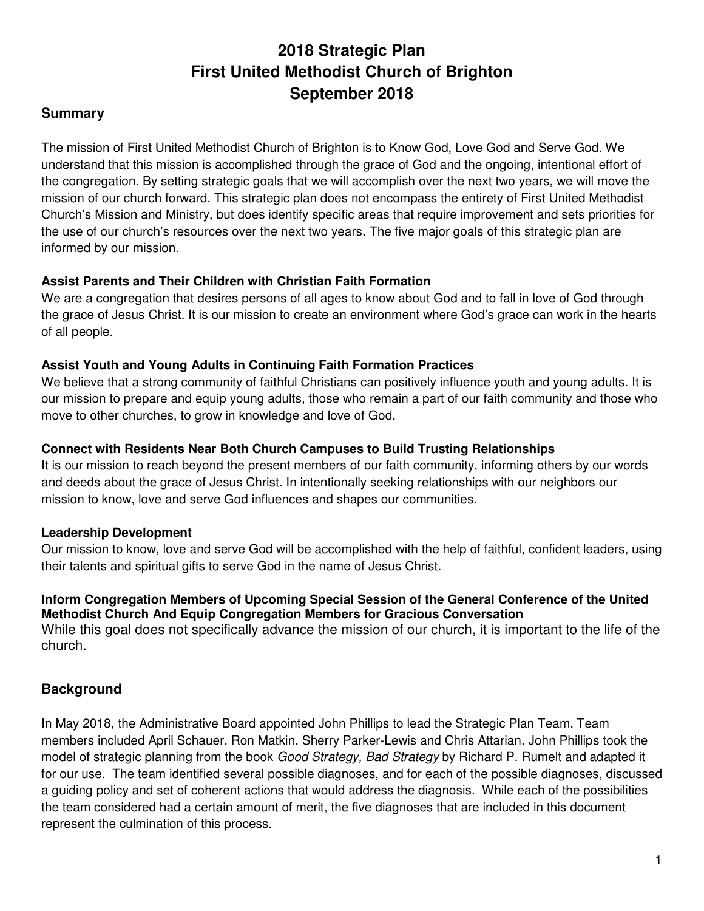# 2018 Strategic Plan
# First United Methodist Church of Brighton
# September 2018

## Summary

The mission of First United Methodist Church of Brighton is to Know God, Love God and Serve God. We understand that this mission is accomplished through the grace of God and the ongoing, intentional effort of the congregation. By setting strategic goals that we will accomplish over the next two years, we will move the mission of our church forward. This strategic plan does not encompass the entirety of First United Methodist Church's Mission and Ministry, but does identify specific areas that require improvement and sets priorities for the use of our church's resources over the next two years. The five major goals of this strategic plan are informed by our mission.

### Assist Parents and Their Children with Christian Faith Formation

We are a congregation that desires persons of all ages to know about God and to fall in love of God through the grace of Jesus Christ. It is our mission to create an environment where God's grace can work in the hearts of all people.

### Assist Youth and Young Adults in Continuing Faith Formation Practices

We believe that a strong community of faithful Christians can positively influence youth and young adults. It is our mission to prepare and equip young adults, those who remain a part of our faith community and those who move to other churches, to grow in knowledge and love of God.

### Connect with Residents Near Both Church Campuses to Build Trusting Relationships

It is our mission to reach beyond the present members of our faith community, informing others by our words and deeds about the grace of Jesus Christ. In intentionally seeking relationships with our neighbors our mission to know, love and serve God influences and shapes our communities.

### Leadership Development

Our mission to know, love and serve God will be accomplished with the help of faithful, confident leaders, using their talents and spiritual gifts to serve God in the name of Jesus Christ.

### Inform Congregation Members of Upcoming Special Session of the General Conference of the United Methodist Church And Equip Congregation Members for Gracious Conversation

While this goal does not specifically advance the mission of our church, it is important to the life of the church.

## Background

In May 2018, the Administrative Board appointed John Phillips to lead the Strategic Plan Team. Team members included April Schauer, Ron Matkin, Sherry Parker-Lewis and Chris Attarian. John Phillips took the model of strategic planning from the book *Good Strategy, Bad Strategy* by Richard P. Rumelt and adapted it for our use. The team identified several possible diagnoses, and for each of the possible diagnoses, discussed a guiding policy and set of coherent actions that would address the diagnosis. While each of the possibilities the team considered had a certain amount of merit, the five diagnoses that are included in this document represent the culmination of this process.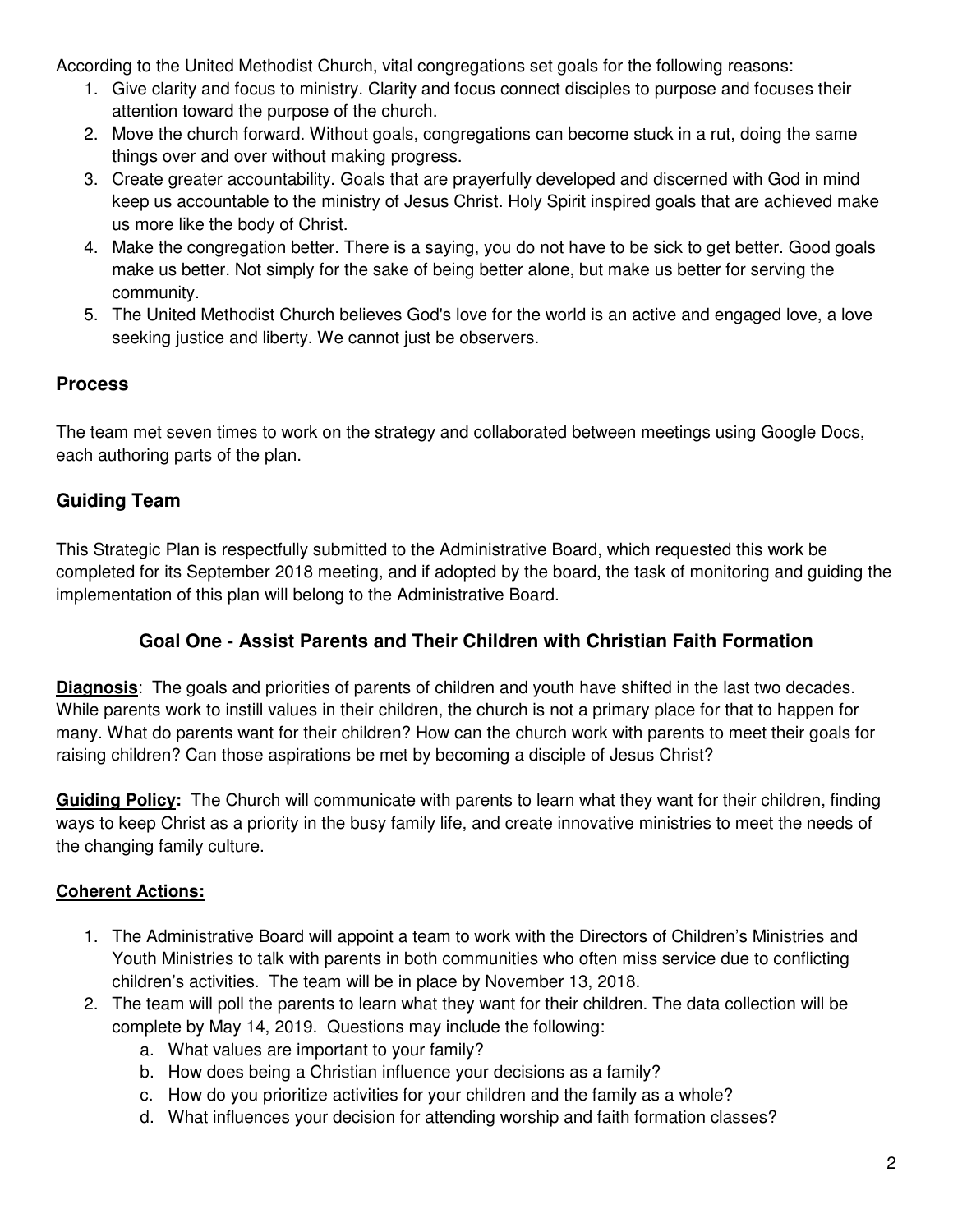According to the United Methodist Church, vital congregations set goals for the following reasons:

1. Give clarity and focus to ministry. Clarity and focus connect disciples to purpose and focuses their attention toward the purpose of the church.
2. Move the church forward. Without goals, congregations can become stuck in a rut, doing the same things over and over without making progress.
3. Create greater accountability. Goals that are prayerfully developed and discerned with God in mind keep us accountable to the ministry of Jesus Christ. Holy Spirit inspired goals that are achieved make us more like the body of Christ.
4. Make the congregation better. There is a saying, you do not have to be sick to get better. Good goals make us better. Not simply for the sake of being better alone, but make us better for serving the community.
5. The United Methodist Church believes God's love for the world is an active and engaged love, a love seeking justice and liberty. We cannot just be observers.

## Process

The team met seven times to work on the strategy and collaborated between meetings using Google Docs, each authoring parts of the plan.

## Guiding Team

This Strategic Plan is respectfully submitted to the Administrative Board, which requested this work be completed for its September 2018 meeting, and if adopted by the board, the task of monitoring and guiding the implementation of this plan will belong to the Administrative Board.

## Goal One - Assist Parents and Their Children with Christian Faith Formation

**Diagnosis**: The goals and priorities of parents of children and youth have shifted in the last two decades. While parents work to instill values in their children, the church is not a primary place for that to happen for many. What do parents want for their children? How can the church work with parents to meet their goals for raising children? Can those aspirations be met by becoming a disciple of Jesus Christ?

**Guiding Policy:** The Church will communicate with parents to learn what they want for their children, finding ways to keep Christ as a priority in the busy family life, and create innovative ministries to meet the needs of the changing family culture.

**Coherent Actions:**

1. The Administrative Board will appoint a team to work with the Directors of Children's Ministries and Youth Ministries to talk with parents in both communities who often miss service due to conflicting children's activities. The team will be in place by November 13, 2018.
2. The team will poll the parents to learn what they want for their children. The data collection will be complete by May 14, 2019. Questions may include the following:
   a. What values are important to your family?
   b. How does being a Christian influence your decisions as a family?
   c. How do you prioritize activities for your children and the family as a whole?
   d. What influences your decision for attending worship and faith formation classes?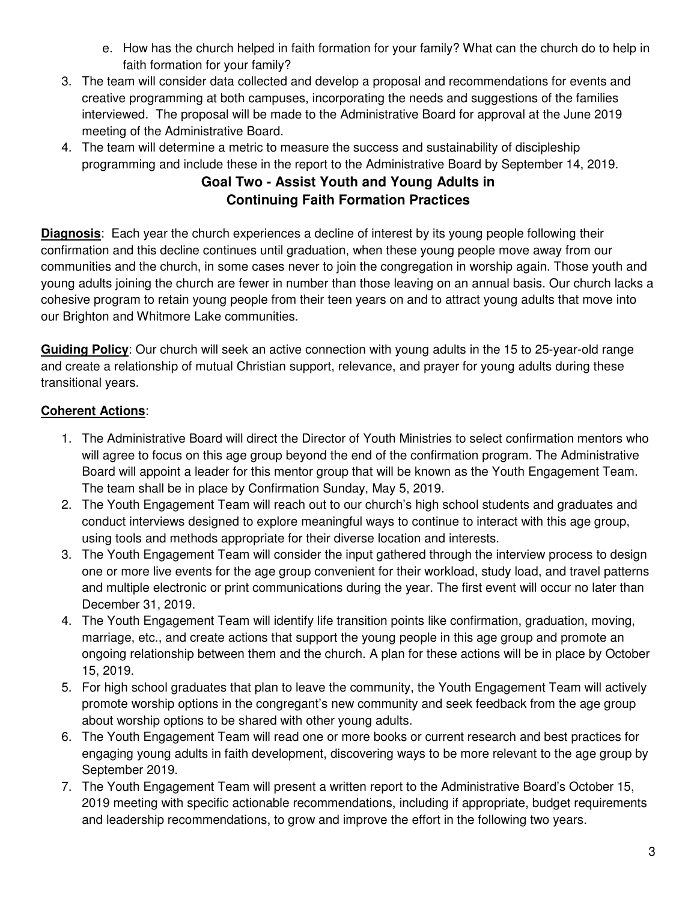e. How has the church helped in faith formation for your family? What can the church do to help in faith formation for your family?

3. The team will consider data collected and develop a proposal and recommendations for events and creative programming at both campuses, incorporating the needs and suggestions of the families interviewed. The proposal will be made to the Administrative Board for approval at the June 2019 meeting of the Administrative Board.
4. The team will determine a metric to measure the success and sustainability of discipleship programming and include these in the report to the Administrative Board by September 14, 2019.

## Goal Two - Assist Youth and Young Adults in Continuing Faith Formation Practices

**Diagnosis**: Each year the church experiences a decline of interest by its young people following their confirmation and this decline continues until graduation, when these young people move away from our communities and the church, in some cases never to join the congregation in worship again. Those youth and young adults joining the church are fewer in number than those leaving on an annual basis. Our church lacks a cohesive program to retain young people from their teen years on and to attract young adults that move into our Brighton and Whitmore Lake communities.

**Guiding Policy**: Our church will seek an active connection with young adults in the 15 to 25-year-old range and create a relationship of mutual Christian support, relevance, and prayer for young adults during these transitional years.

**Coherent Actions**:

1. The Administrative Board will direct the Director of Youth Ministries to select confirmation mentors who will agree to focus on this age group beyond the end of the confirmation program. The Administrative Board will appoint a leader for this mentor group that will be known as the Youth Engagement Team. The team shall be in place by Confirmation Sunday, May 5, 2019.
2. The Youth Engagement Team will reach out to our church's high school students and graduates and conduct interviews designed to explore meaningful ways to continue to interact with this age group, using tools and methods appropriate for their diverse location and interests.
3. The Youth Engagement Team will consider the input gathered through the interview process to design one or more live events for the age group convenient for their workload, study load, and travel patterns and multiple electronic or print communications during the year. The first event will occur no later than December 31, 2019.
4. The Youth Engagement Team will identify life transition points like confirmation, graduation, moving, marriage, etc., and create actions that support the young people in this age group and promote an ongoing relationship between them and the church. A plan for these actions will be in place by October 15, 2019.
5. For high school graduates that plan to leave the community, the Youth Engagement Team will actively promote worship options in the congregant's new community and seek feedback from the age group about worship options to be shared with other young adults.
6. The Youth Engagement Team will read one or more books or current research and best practices for engaging young adults in faith development, discovering ways to be more relevant to the age group by September 2019.
7. The Youth Engagement Team will present a written report to the Administrative Board's October 15, 2019 meeting with specific actionable recommendations, including if appropriate, budget requirements and leadership recommendations, to grow and improve the effort in the following two years.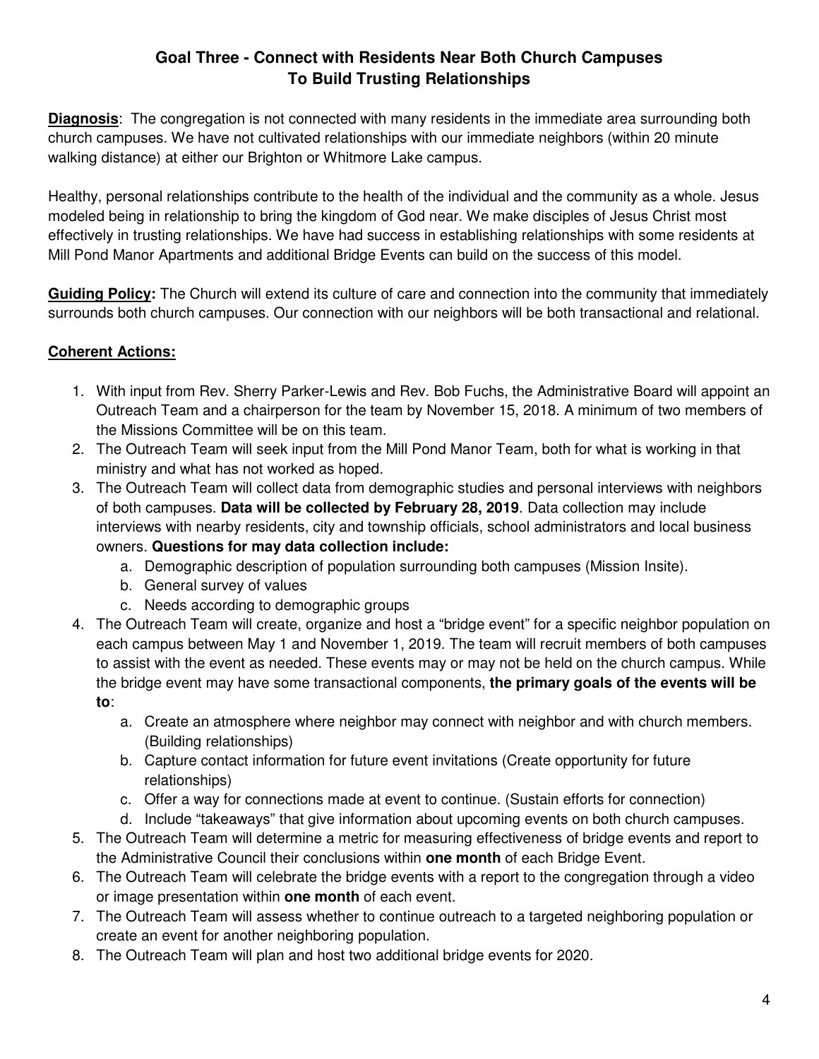## Goal Three - Connect with Residents Near Both Church Campuses To Build Trusting Relationships

**Diagnosis**: The congregation is not connected with many residents in the immediate area surrounding both church campuses. We have not cultivated relationships with our immediate neighbors (within 20 minute walking distance) at either our Brighton or Whitmore Lake campus.

Healthy, personal relationships contribute to the health of the individual and the community as a whole. Jesus modeled being in relationship to bring the kingdom of God near. We make disciples of Jesus Christ most effectively in trusting relationships. We have had success in establishing relationships with some residents at Mill Pond Manor Apartments and additional Bridge Events can build on the success of this model.

**Guiding Policy:** The Church will extend its culture of care and connection into the community that immediately surrounds both church campuses. Our connection with our neighbors will be both transactional and relational.

**Coherent Actions:**

1. With input from Rev. Sherry Parker-Lewis and Rev. Bob Fuchs, the Administrative Board will appoint an Outreach Team and a chairperson for the team by November 15, 2018. A minimum of two members of the Missions Committee will be on this team.
2. The Outreach Team will seek input from the Mill Pond Manor Team, both for what is working in that ministry and what has not worked as hoped.
3. The Outreach Team will collect data from demographic studies and personal interviews with neighbors of both campuses. **Data will be collected by February 28, 2019**. Data collection may include interviews with nearby residents, city and township officials, school administrators and local business owners. **Questions for may data collection include:**
    a. Demographic description of population surrounding both campuses (Mission Insite).
    b. General survey of values
    c. Needs according to demographic groups
4. The Outreach Team will create, organize and host a "bridge event" for a specific neighbor population on each campus between May 1 and November 1, 2019. The team will recruit members of both campuses to assist with the event as needed. These events may or may not be held on the church campus. While the bridge event may have some transactional components, **the primary goals of the events will be to**:
    a. Create an atmosphere where neighbor may connect with neighbor and with church members. (Building relationships)
    b. Capture contact information for future event invitations (Create opportunity for future relationships)
    c. Offer a way for connections made at event to continue. (Sustain efforts for connection)
    d. Include "takeaways" that give information about upcoming events on both church campuses.
5. The Outreach Team will determine a metric for measuring effectiveness of bridge events and report to the Administrative Council their conclusions within **one month** of each Bridge Event.
6. The Outreach Team will celebrate the bridge events with a report to the congregation through a video or image presentation within **one month** of each event.
7. The Outreach Team will assess whether to continue outreach to a targeted neighboring population or create an event for another neighboring population.
8. The Outreach Team will plan and host two additional bridge events for 2020.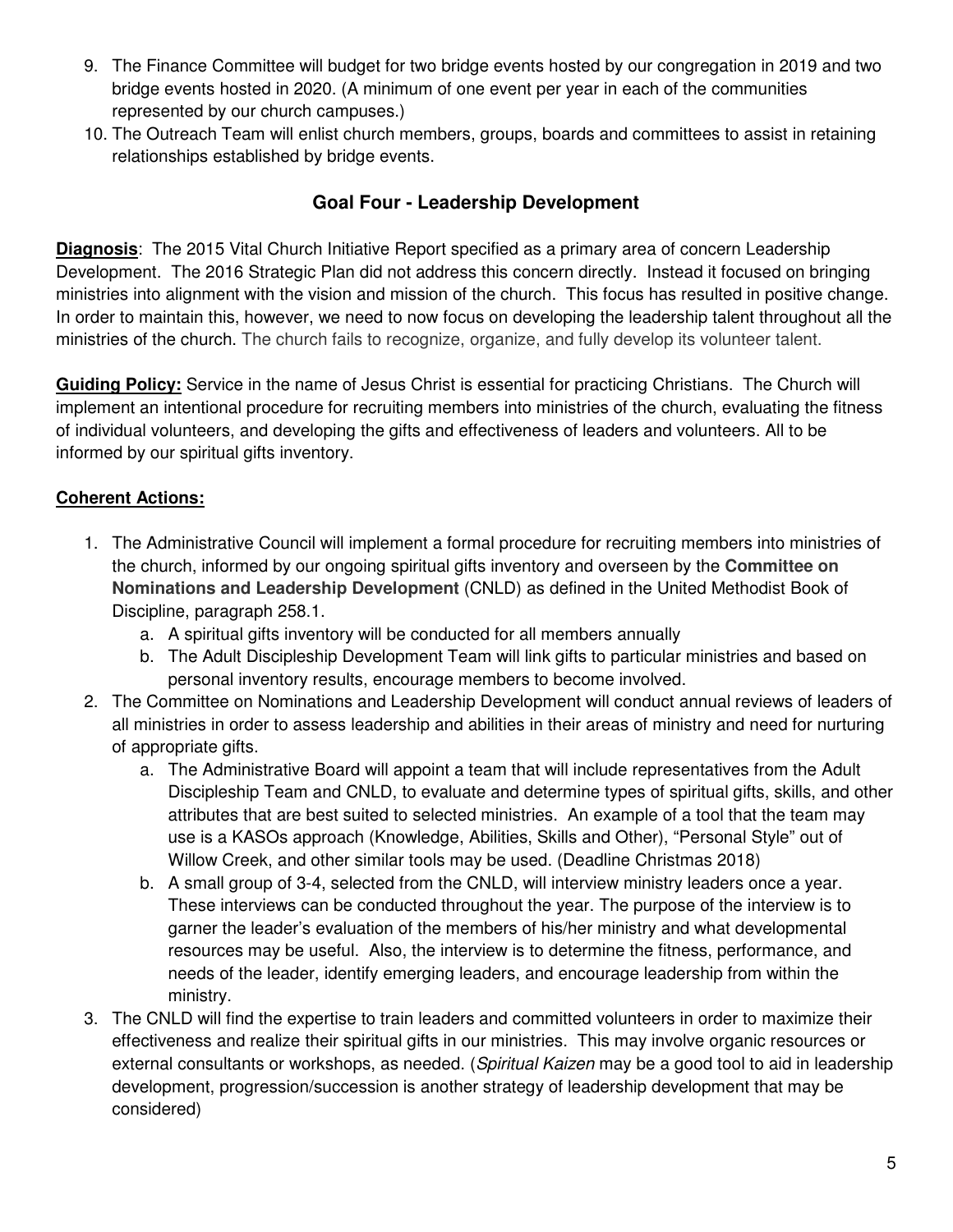9. The Finance Committee will budget for two bridge events hosted by our congregation in 2019 and two bridge events hosted in 2020. (A minimum of one event per year in each of the communities represented by our church campuses.)
10. The Outreach Team will enlist church members, groups, boards and committees to assist in retaining relationships established by bridge events.

## Goal Four - Leadership Development

**Diagnosis**: The 2015 Vital Church Initiative Report specified as a primary area of concern Leadership Development. The 2016 Strategic Plan did not address this concern directly. Instead it focused on bringing ministries into alignment with the vision and mission of the church. This focus has resulted in positive change. In order to maintain this, however, we need to now focus on developing the leadership talent throughout all the ministries of the church. The church fails to recognize, organize, and fully develop its volunteer talent.

**Guiding Policy:** Service in the name of Jesus Christ is essential for practicing Christians. The Church will implement an intentional procedure for recruiting members into ministries of the church, evaluating the fitness of individual volunteers, and developing the gifts and effectiveness of leaders and volunteers. All to be informed by our spiritual gifts inventory.

**Coherent Actions:**

1. The Administrative Council will implement a formal procedure for recruiting members into ministries of the church, informed by our ongoing spiritual gifts inventory and overseen by the **Committee on Nominations and Leadership Development** (CNLD) as defined in the United Methodist Book of Discipline, paragraph 258.1.
   a. A spiritual gifts inventory will be conducted for all members annually
   b. The Adult Discipleship Development Team will link gifts to particular ministries and based on personal inventory results, encourage members to become involved.
2. The Committee on Nominations and Leadership Development will conduct annual reviews of leaders of all ministries in order to assess leadership and abilities in their areas of ministry and need for nurturing of appropriate gifts.
   a. The Administrative Board will appoint a team that will include representatives from the Adult Discipleship Team and CNLD, to evaluate and determine types of spiritual gifts, skills, and other attributes that are best suited to selected ministries. An example of a tool that the team may use is a KASOs approach (Knowledge, Abilities, Skills and Other), "Personal Style" out of Willow Creek, and other similar tools may be used. (Deadline Christmas 2018)
   b. A small group of 3-4, selected from the CNLD, will interview ministry leaders once a year. These interviews can be conducted throughout the year. The purpose of the interview is to garner the leader's evaluation of the members of his/her ministry and what developmental resources may be useful. Also, the interview is to determine the fitness, performance, and needs of the leader, identify emerging leaders, and encourage leadership from within the ministry.
3. The CNLD will find the expertise to train leaders and committed volunteers in order to maximize their effectiveness and realize their spiritual gifts in our ministries. This may involve organic resources or external consultants or workshops, as needed. (*Spiritual Kaizen* may be a good tool to aid in leadership development, progression/succession is another strategy of leadership development that may be considered)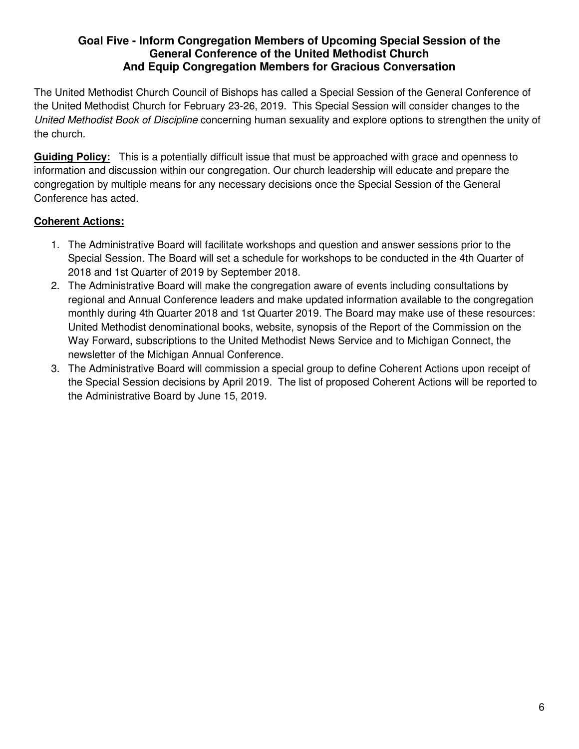## Goal Five - Inform Congregation Members of Upcoming Special Session of the General Conference of the United Methodist Church And Equip Congregation Members for Gracious Conversation

The United Methodist Church Council of Bishops has called a Special Session of the General Conference of the United Methodist Church for February 23-26, 2019. This Special Session will consider changes to the *United Methodist Book of Discipline* concerning human sexuality and explore options to strengthen the unity of the church.

**Guiding Policy:** This is a potentially difficult issue that must be approached with grace and openness to information and discussion within our congregation. Our church leadership will educate and prepare the congregation by multiple means for any necessary decisions once the Special Session of the General Conference has acted.

**Coherent Actions:**

1. The Administrative Board will facilitate workshops and question and answer sessions prior to the Special Session. The Board will set a schedule for workshops to be conducted in the 4th Quarter of 2018 and 1st Quarter of 2019 by September 2018.
2. The Administrative Board will make the congregation aware of events including consultations by regional and Annual Conference leaders and make updated information available to the congregation monthly during 4th Quarter 2018 and 1st Quarter 2019. The Board may make use of these resources: United Methodist denominational books, website, synopsis of the Report of the Commission on the Way Forward, subscriptions to the United Methodist News Service and to Michigan Connect, the newsletter of the Michigan Annual Conference.
3. The Administrative Board will commission a special group to define Coherent Actions upon receipt of the Special Session decisions by April 2019. The list of proposed Coherent Actions will be reported to the Administrative Board by June 15, 2019.